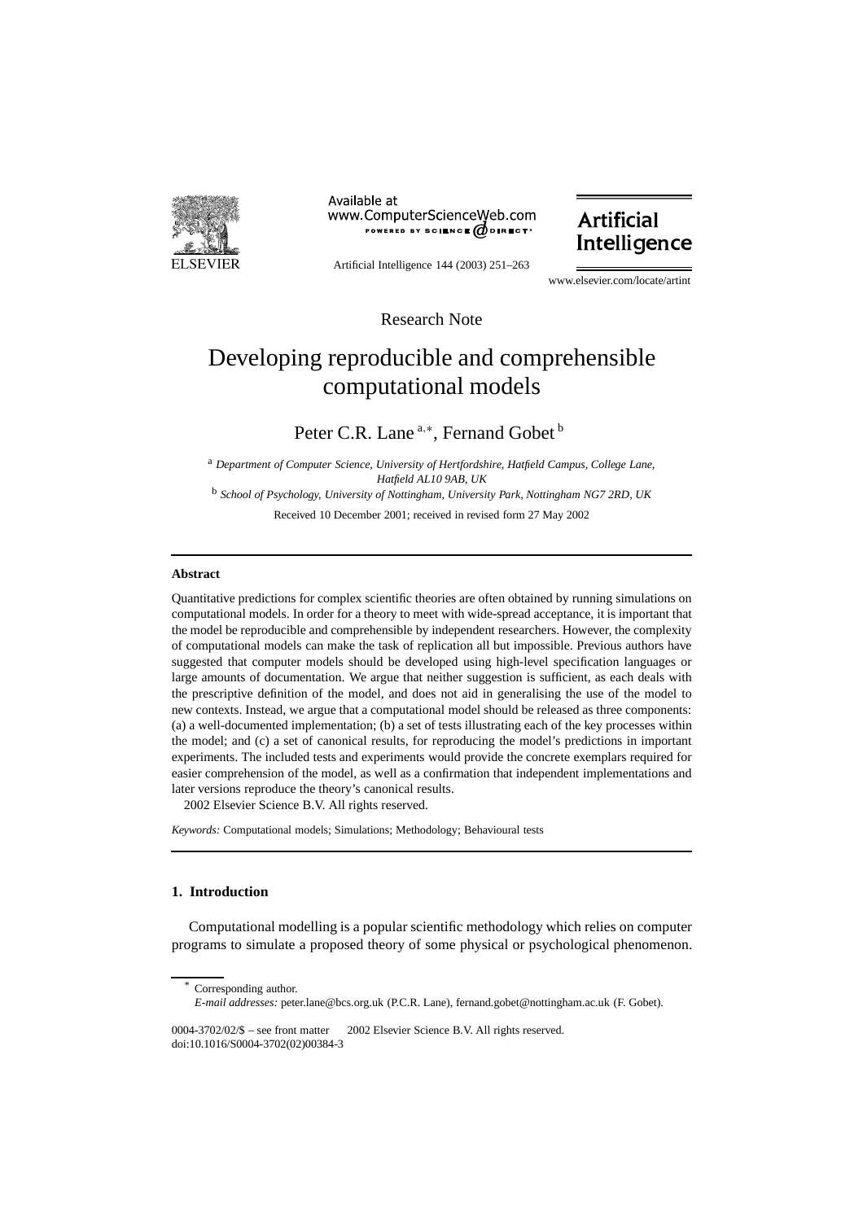Research Note

# Developing reproducible and comprehensible computational models

Peter C.R. Lane [a,∗], Fernand Gobet [b]

[a] *Department of Computer Science, University of Hertfordshire, Hatfield Campus, College Lane, Hatfield AL10 9AB, UK*

[b] *School of Psychology, University of Nottingham, University Park, Nottingham NG7 2RD, UK*

Received 10 December 2001; received in revised form 27 May 2002

## Abstract

Quantitative predictions for complex scientific theories are often obtained by running simulations on computational models. In order for a theory to meet with wide-spread acceptance, it is important that the model be reproducible and comprehensible by independent researchers. However, the complexity of computational models can make the task of replication all but impossible. Previous authors have suggested that computer models should be developed using high-level specification languages or large amounts of documentation. We argue that neither suggestion is sufficient, as each deals with the prescriptive definition of the model, and does not aid in generalising the use of the model to new contexts. Instead, we argue that a computational model should be released as three components: (a) a well-documented implementation; (b) a set of tests illustrating each of the key processes within the model; and (c) a set of canonical results, for reproducing the model's predictions in important experiments. The included tests and experiments would provide the concrete exemplars required for easier comprehension of the model, as well as a confirmation that independent implementations and later versions reproduce the theory's canonical results.

2002 Elsevier Science B.V. All rights reserved.

*Keywords:* Computational models; Simulations; Methodology; Behavioural tests

## 1. Introduction

Computational modelling is a popular scientific methodology which relies on computer programs to simulate a proposed theory of some physical or psychological phenomenon.

---

∗ Corresponding author.

*E-mail addresses:* peter.lane@bcs.org.uk (P.C.R. Lane), fernand.gobet@nottingham.ac.uk (F. Gobet).

0004-3702/02/$ – see front matter 2002 Elsevier Science B.V. All rights reserved.
doi:10.1016/S0004-3702(02)00384-3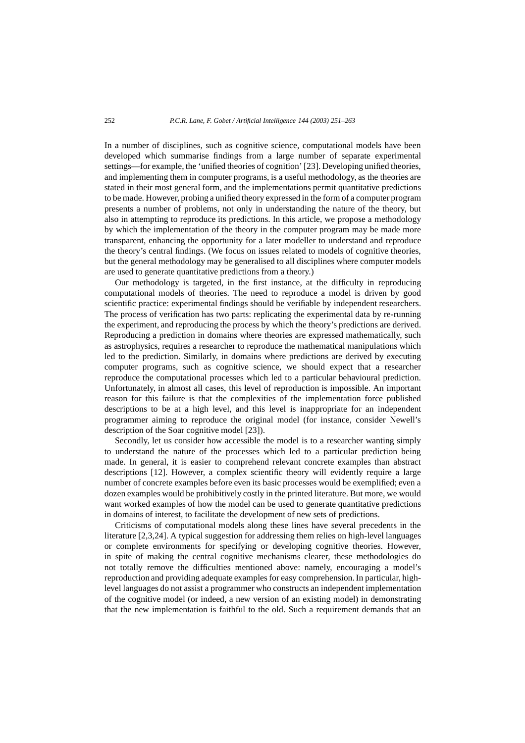In a number of disciplines, such as cognitive science, computational models have been developed which summarise findings from a large number of separate experimental settings—for example, the 'unified theories of cognition' [23]. Developing unified theories, and implementing them in computer programs, is a useful methodology, as the theories are stated in their most general form, and the implementations permit quantitative predictions to be made. However, probing a unified theory expressed in the form of a computer program presents a number of problems, not only in understanding the nature of the theory, but also in attempting to reproduce its predictions. In this article, we propose a methodology by which the implementation of the theory in the computer program may be made more transparent, enhancing the opportunity for a later modeller to understand and reproduce the theory's central findings. (We focus on issues related to models of cognitive theories, but the general methodology may be generalised to all disciplines where computer models are used to generate quantitative predictions from a theory.)

Our methodology is targeted, in the first instance, at the difficulty in reproducing computational models of theories. The need to reproduce a model is driven by good scientific practice: experimental findings should be verifiable by independent researchers. The process of verification has two parts: replicating the experimental data by re-running the experiment, and reproducing the process by which the theory's predictions are derived. Reproducing a prediction in domains where theories are expressed mathematically, such as astrophysics, requires a researcher to reproduce the mathematical manipulations which led to the prediction. Similarly, in domains where predictions are derived by executing computer programs, such as cognitive science, we should expect that a researcher reproduce the computational processes which led to a particular behavioural prediction. Unfortunately, in almost all cases, this level of reproduction is impossible. An important reason for this failure is that the complexities of the implementation force published descriptions to be at a high level, and this level is inappropriate for an independent programmer aiming to reproduce the original model (for instance, consider Newell's description of the Soar cognitive model [23]).

Secondly, let us consider how accessible the model is to a researcher wanting simply to understand the nature of the processes which led to a particular prediction being made. In general, it is easier to comprehend relevant concrete examples than abstract descriptions [12]. However, a complex scientific theory will evidently require a large number of concrete examples before even its basic processes would be exemplified; even a dozen examples would be prohibitively costly in the printed literature. But more, we would want worked examples of how the model can be used to generate quantitative predictions in domains of interest, to facilitate the development of new sets of predictions.

Criticisms of computational models along these lines have several precedents in the literature [2,3,24]. A typical suggestion for addressing them relies on high-level languages or complete environments for specifying or developing cognitive theories. However, in spite of making the central cognitive mechanisms clearer, these methodologies do not totally remove the difficulties mentioned above: namely, encouraging a model's reproduction and providing adequate examples for easy comprehension. In particular, high-level languages do not assist a programmer who constructs an independent implementation of the cognitive model (or indeed, a new version of an existing model) in demonstrating that the new implementation is faithful to the old. Such a requirement demands that an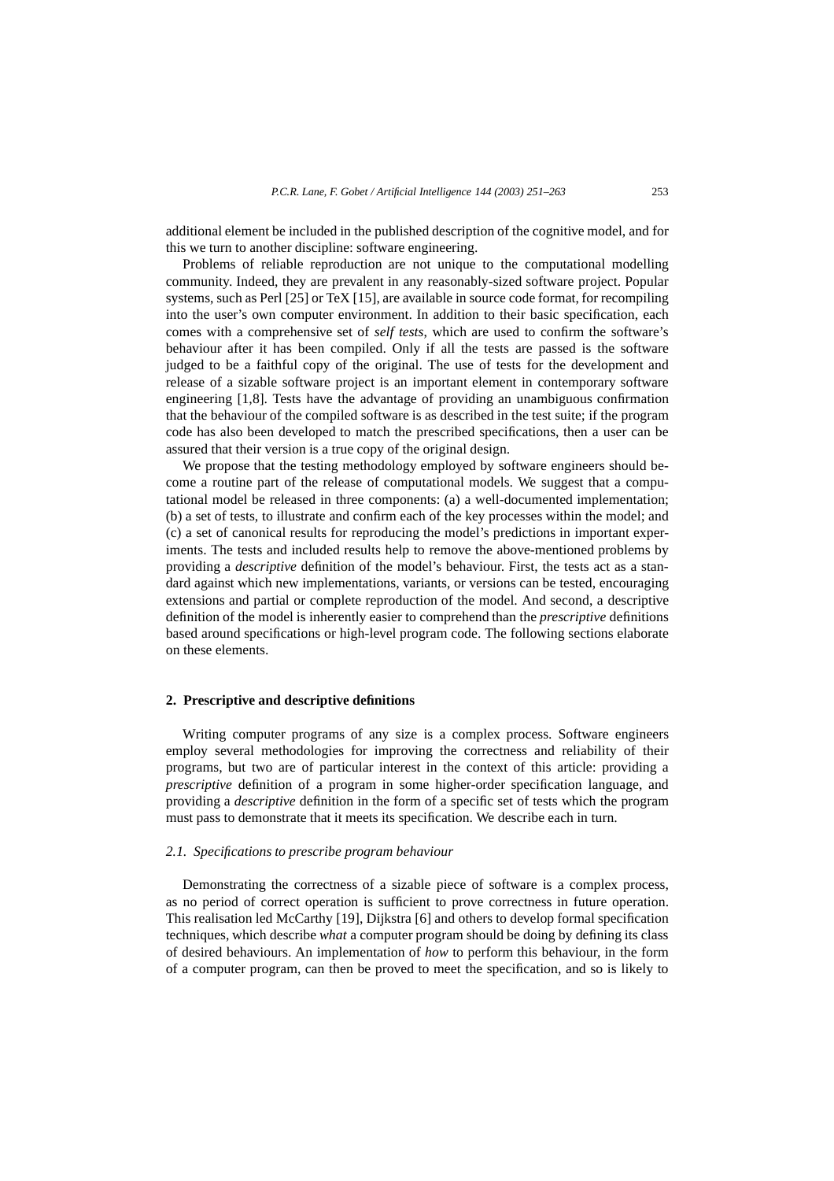additional element be included in the published description of the cognitive model, and for this we turn to another discipline: software engineering.

Problems of reliable reproduction are not unique to the computational modelling community. Indeed, they are prevalent in any reasonably-sized software project. Popular systems, such as Perl [25] or TeX [15], are available in source code format, for recompiling into the user's own computer environment. In addition to their basic specification, each comes with a comprehensive set of *self tests*, which are used to confirm the software's behaviour after it has been compiled. Only if all the tests are passed is the software judged to be a faithful copy of the original. The use of tests for the development and release of a sizable software project is an important element in contemporary software engineering [1,8]. Tests have the advantage of providing an unambiguous confirmation that the behaviour of the compiled software is as described in the test suite; if the program code has also been developed to match the prescribed specifications, then a user can be assured that their version is a true copy of the original design.

We propose that the testing methodology employed by software engineers should become a routine part of the release of computational models. We suggest that a computational model be released in three components: (a) a well-documented implementation; (b) a set of tests, to illustrate and confirm each of the key processes within the model; and (c) a set of canonical results for reproducing the model's predictions in important experiments. The tests and included results help to remove the above-mentioned problems by providing a *descriptive* definition of the model's behaviour. First, the tests act as a standard against which new implementations, variants, or versions can be tested, encouraging extensions and partial or complete reproduction of the model. And second, a descriptive definition of the model is inherently easier to comprehend than the *prescriptive* definitions based around specifications or high-level program code. The following sections elaborate on these elements.

## 2. Prescriptive and descriptive definitions

Writing computer programs of any size is a complex process. Software engineers employ several methodologies for improving the correctness and reliability of their programs, but two are of particular interest in the context of this article: providing a *prescriptive* definition of a program in some higher-order specification language, and providing a *descriptive* definition in the form of a specific set of tests which the program must pass to demonstrate that it meets its specification. We describe each in turn.

### *2.1. Specifications to prescribe program behaviour*

Demonstrating the correctness of a sizable piece of software is a complex process, as no period of correct operation is sufficient to prove correctness in future operation. This realisation led McCarthy [19], Dijkstra [6] and others to develop formal specification techniques, which describe *what* a computer program should be doing by defining its class of desired behaviours. An implementation of *how* to perform this behaviour, in the form of a computer program, can then be proved to meet the specification, and so is likely to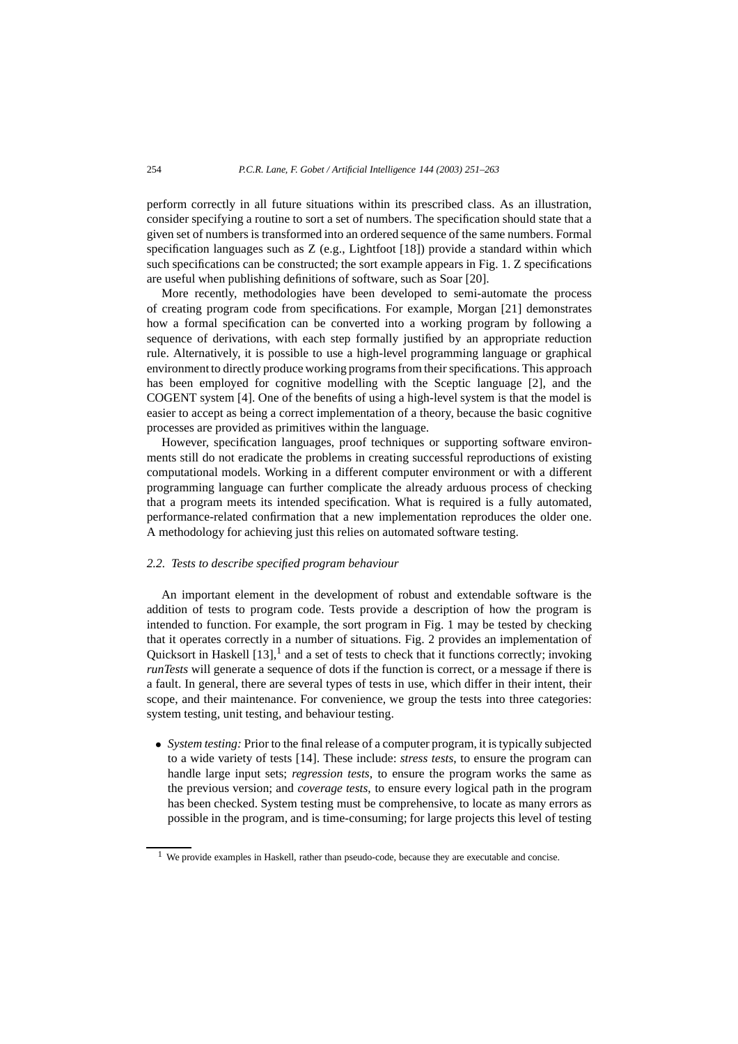perform correctly in all future situations within its prescribed class. As an illustration, consider specifying a routine to sort a set of numbers. The specification should state that a given set of numbers is transformed into an ordered sequence of the same numbers. Formal specification languages such as Z (e.g., Lightfoot [18]) provide a standard within which such specifications can be constructed; the sort example appears in Fig. 1. Z specifications are useful when publishing definitions of software, such as Soar [20].

More recently, methodologies have been developed to semi-automate the process of creating program code from specifications. For example, Morgan [21] demonstrates how a formal specification can be converted into a working program by following a sequence of derivations, with each step formally justified by an appropriate reduction rule. Alternatively, it is possible to use a high-level programming language or graphical environment to directly produce working programs from their specifications. This approach has been employed for cognitive modelling with the Sceptic language [2], and the COGENT system [4]. One of the benefits of using a high-level system is that the model is easier to accept as being a correct implementation of a theory, because the basic cognitive processes are provided as primitives within the language.

However, specification languages, proof techniques or supporting software environments still do not eradicate the problems in creating successful reproductions of existing computational models. Working in a different computer environment or with a different programming language can further complicate the already arduous process of checking that a program meets its intended specification. What is required is a fully automated, performance-related confirmation that a new implementation reproduces the older one. A methodology for achieving just this relies on automated software testing.

### *2.2. Tests to describe specified program behaviour*

An important element in the development of robust and extendable software is the addition of tests to program code. Tests provide a description of how the program is intended to function. For example, the sort program in Fig. 1 may be tested by checking that it operates correctly in a number of situations. Fig. 2 provides an implementation of Quicksort in Haskell [13],[1] and a set of tests to check that it functions correctly; invoking *runTests* will generate a sequence of dots if the function is correct, or a message if there is a fault. In general, there are several types of tests in use, which differ in their intent, their scope, and their maintenance. For convenience, we group the tests into three categories: system testing, unit testing, and behaviour testing.

- *System testing:* Prior to the final release of a computer program, it is typically subjected to a wide variety of tests [14]. These include: *stress tests*, to ensure the program can handle large input sets; *regression tests*, to ensure the program works the same as the previous version; and *coverage tests*, to ensure every logical path in the program has been checked. System testing must be comprehensive, to locate as many errors as possible in the program, and is time-consuming; for large projects this level of testing

[1] We provide examples in Haskell, rather than pseudo-code, because they are executable and concise.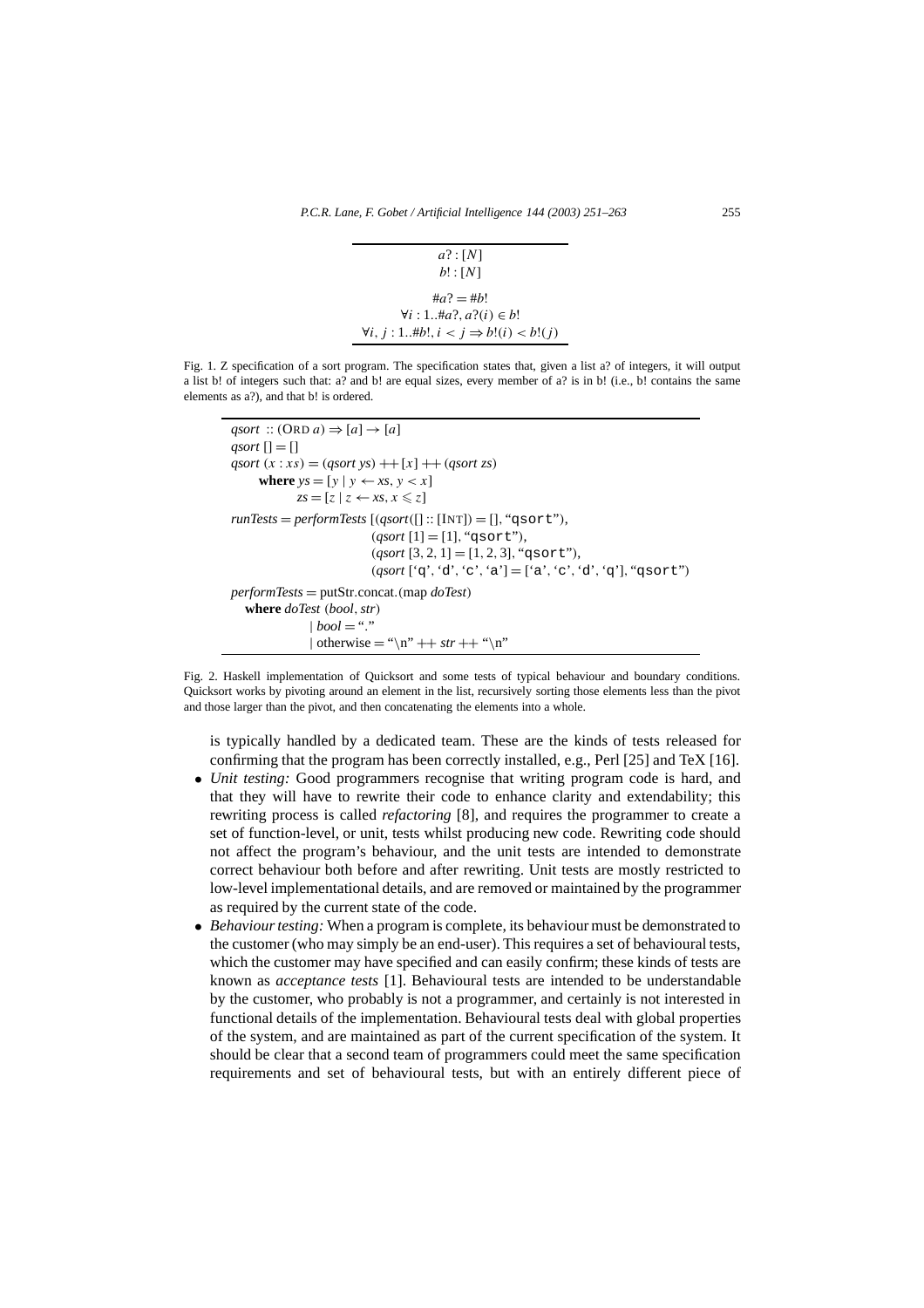$$
\begin{array}{c}
a? : [N] \\
b! : [N] \\
\hline
\#a? = \#b! \\
\forall i : 1..\#a?, a?(i) \in b! \\
\forall i, j : 1..\#b!, i < j \Rightarrow b!(i) < b!(j)
\end{array}
$$

Fig. 1. Z specification of a sort program. The specification states that, given a list a? of integers, it will output a list b! of integers such that: a? and b! are equal sizes, every member of a? is in b! (i.e., b! contains the same elements as a?), and that b! is ordered.

```
qsort :: (Ord a) => [a] -> [a]
qsort [] = []
qsort (x : xs) = (qsort ys) ++ [x] ++ (qsort zs)
      where ys = [y | y <- xs, y < x]
            zs = [z | z <- xs, x <= z]
runTests = performTests [(qsort([] :: [Int]) = [], "qsort"),
                         (qsort [1] = [1], "qsort"),
                         (qsort [3, 2, 1] = [1, 2, 3], "qsort"),
                         (qsort ['q', 'd', 'c', 'a'] = ['a', 'c', 'd', 'q'], "qsort")
performTests = putStr.concat.(map doTest)
   where doTest (bool, str)
              | bool = "."
              | otherwise = "\n" ++ str ++ "\n"
```

Fig. 2. Haskell implementation of Quicksort and some tests of typical behaviour and boundary conditions. Quicksort works by pivoting around an element in the list, recursively sorting those elements less than the pivot and those larger than the pivot, and then concatenating the elements into a whole.

is typically handled by a dedicated team. These are the kinds of tests released for confirming that the program has been correctly installed, e.g., Perl [25] and TeX [16].

- *Unit testing:* Good programmers recognise that writing program code is hard, and that they will have to rewrite their code to enhance clarity and extendability; this rewriting process is called *refactoring* [8], and requires the programmer to create a set of function-level, or unit, tests whilst producing new code. Rewriting code should not affect the program's behaviour, and the unit tests are intended to demonstrate correct behaviour both before and after rewriting. Unit tests are mostly restricted to low-level implementational details, and are removed or maintained by the programmer as required by the current state of the code.
- *Behaviour testing:* When a program is complete, its behaviour must be demonstrated to the customer (who may simply be an end-user). This requires a set of behavioural tests, which the customer may have specified and can easily confirm; these kinds of tests are known as *acceptance tests* [1]. Behavioural tests are intended to be understandable by the customer, who probably is not a programmer, and certainly is not interested in functional details of the implementation. Behavioural tests deal with global properties of the system, and are maintained as part of the current specification of the system. It should be clear that a second team of programmers could meet the same specification requirements and set of behavioural tests, but with an entirely different piece of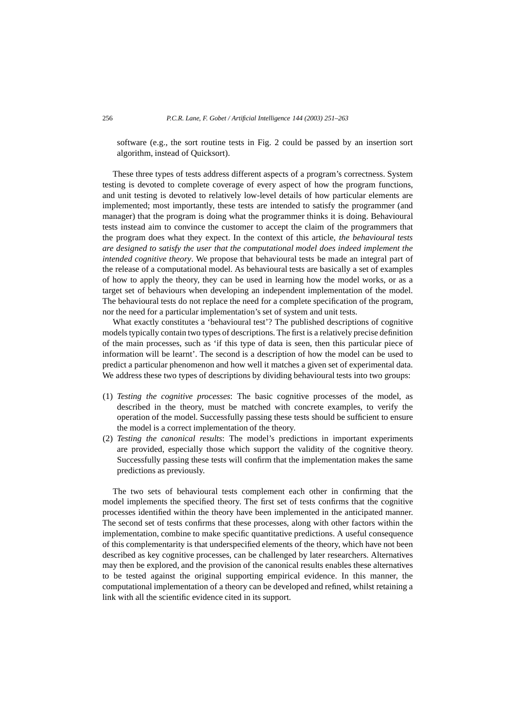software (e.g., the sort routine tests in Fig. 2 could be passed by an insertion sort algorithm, instead of Quicksort).

These three types of tests address different aspects of a program's correctness. System testing is devoted to complete coverage of every aspect of how the program functions, and unit testing is devoted to relatively low-level details of how particular elements are implemented; most importantly, these tests are intended to satisfy the programmer (and manager) that the program is doing what the programmer thinks it is doing. Behavioural tests instead aim to convince the customer to accept the claim of the programmers that the program does what they expect. In the context of this article, *the behavioural tests are designed to satisfy the user that the computational model does indeed implement the intended cognitive theory*. We propose that behavioural tests be made an integral part of the release of a computational model. As behavioural tests are basically a set of examples of how to apply the theory, they can be used in learning how the model works, or as a target set of behaviours when developing an independent implementation of the model. The behavioural tests do not replace the need for a complete specification of the program, nor the need for a particular implementation's set of system and unit tests.

What exactly constitutes a 'behavioural test'? The published descriptions of cognitive models typically contain two types of descriptions. The first is a relatively precise definition of the main processes, such as 'if this type of data is seen, then this particular piece of information will be learnt'. The second is a description of how the model can be used to predict a particular phenomenon and how well it matches a given set of experimental data. We address these two types of descriptions by dividing behavioural tests into two groups:

(1) *Testing the cognitive processes*: The basic cognitive processes of the model, as described in the theory, must be matched with concrete examples, to verify the operation of the model. Successfully passing these tests should be sufficient to ensure the model is a correct implementation of the theory.
(2) *Testing the canonical results*: The model's predictions in important experiments are provided, especially those which support the validity of the cognitive theory. Successfully passing these tests will confirm that the implementation makes the same predictions as previously.

The two sets of behavioural tests complement each other in confirming that the model implements the specified theory. The first set of tests confirms that the cognitive processes identified within the theory have been implemented in the anticipated manner. The second set of tests confirms that these processes, along with other factors within the implementation, combine to make specific quantitative predictions. A useful consequence of this complementarity is that underspecified elements of the theory, which have not been described as key cognitive processes, can be challenged by later researchers. Alternatives may then be explored, and the provision of the canonical results enables these alternatives to be tested against the original supporting empirical evidence. In this manner, the computational implementation of a theory can be developed and refined, whilst retaining a link with all the scientific evidence cited in its support.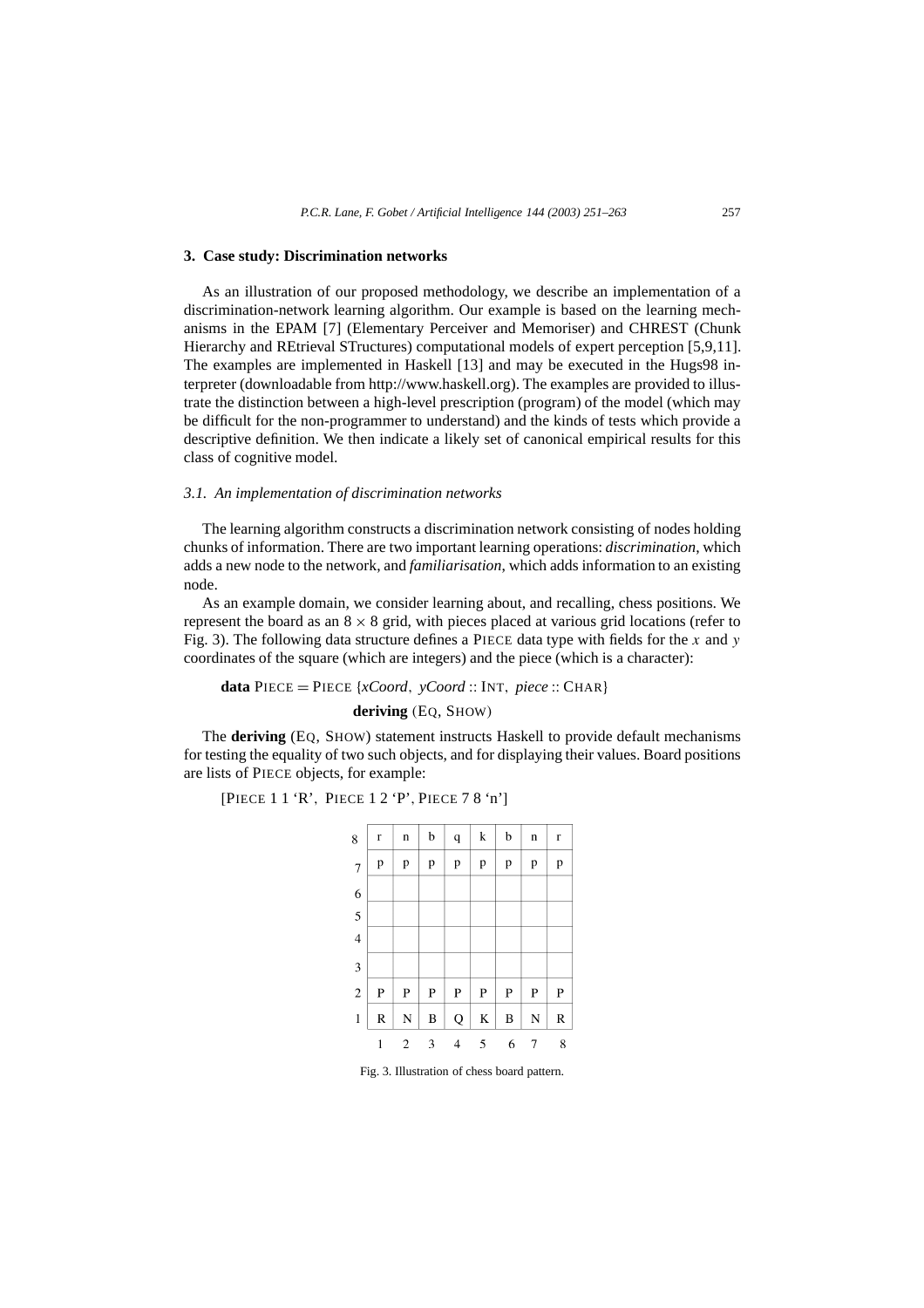## 3. Case study: Discrimination networks

As an illustration of our proposed methodology, we describe an implementation of a discrimination-network learning algorithm. Our example is based on the learning mechanisms in the EPAM [7] (Elementary Perceiver and Memoriser) and CHREST (Chunk Hierarchy and REtrieval STructures) computational models of expert perception [5,9,11]. The examples are implemented in Haskell [13] and may be executed in the Hugs98 interpreter (downloadable from http://www.haskell.org). The examples are provided to illustrate the distinction between a high-level prescription (program) of the model (which may be difficult for the non-programmer to understand) and the kinds of tests which provide a descriptive definition. We then indicate a likely set of canonical empirical results for this class of cognitive model.

### 3.1. An implementation of discrimination networks

The learning algorithm constructs a discrimination network consisting of nodes holding chunks of information. There are two important learning operations: *discrimination*, which adds a new node to the network, and *familiarisation*, which adds information to an existing node.

As an example domain, we consider learning about, and recalling, chess positions. We represent the board as an $8 \times 8$ grid, with pieces placed at various grid locations (refer to Fig. 3). The following data structure defines a PIECE data type with fields for the $x$ and $y$ coordinates of the square (which are integers) and the piece (which is a character):

```
data PIECE = PIECE {xCoord, yCoord :: INT, piece :: CHAR}
        deriving (EQ, SHOW)
```

The **deriving** (EQ, SHOW) statement instructs Haskell to provide default mechanisms for testing the equality of two such objects, and for displaying their values. Board positions are lists of PIECE objects, for example:

```
[PIECE 1 1 'R', PIECE 1 2 'P', PIECE 7 8 'n']
```

| | | | | | | | | |
|---|---|---|---|---|---|---|---|---|
| 8 | r | n | b | q | k | b | n | r |
| 7 | p | p | p | p | p | p | p | p |
| 6 | | | | | | | | |
| 5 | | | | | | | | |
| 4 | | | | | | | | |
| 3 | | | | | | | | |
| 2 | P | P | P | P | P | P | P | P |
| 1 | R | N | B | Q | K | B | N | R |
| | 1 | 2 | 3 | 4 | 5 | 6 | 7 | 8 |

Fig. 3. Illustration of chess board pattern.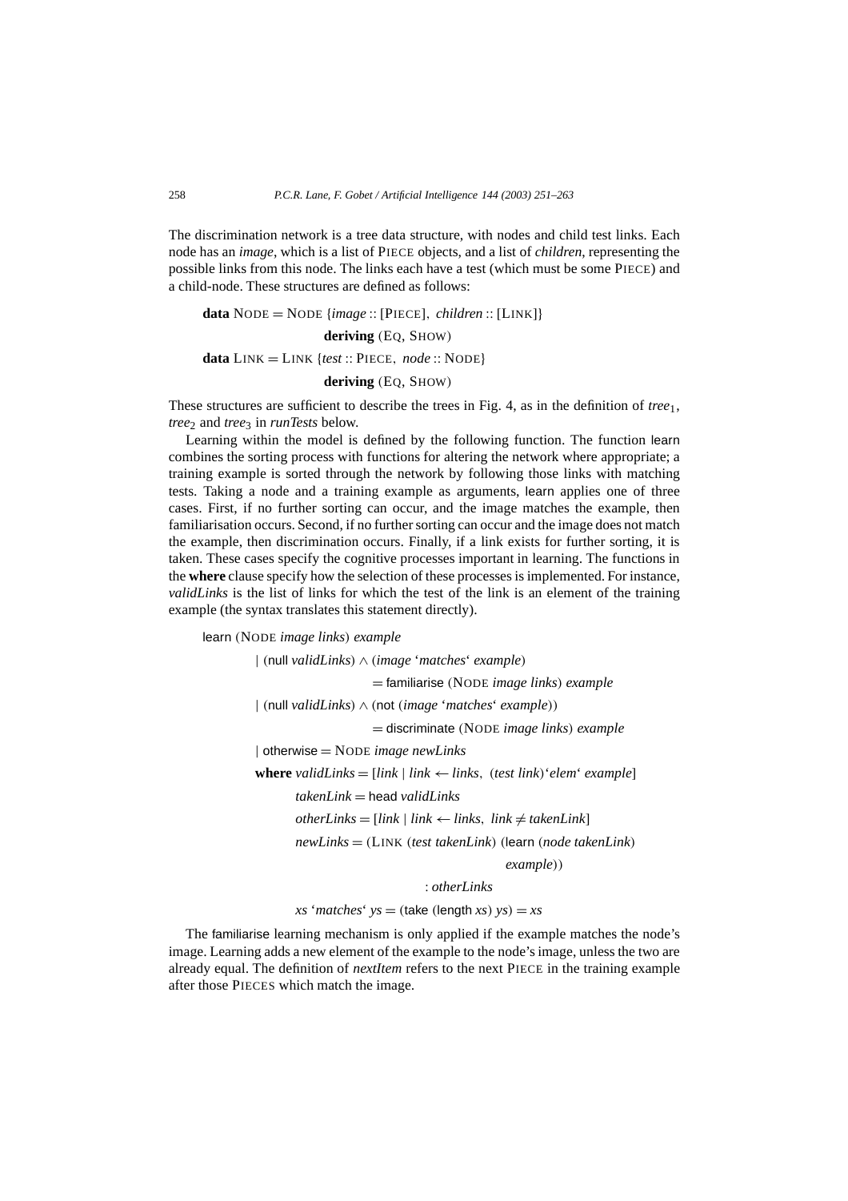The discrimination network is a tree data structure, with nodes and child test links. Each node has an *image*, which is a list of PIECE objects, and a list of *children*, representing the possible links from this node. The links each have a test (which must be some PIECE) and a child-node. These structures are defined as follows:

```
data NODE = NODE {image :: [PIECE], children :: [LINK]}
            deriving (EQ, SHOW)
data LINK = LINK {test :: PIECE, node :: NODE}
            deriving (EQ, SHOW)
```

These structures are sufficient to describe the trees in Fig. 4, as in the definition of $tree_1$, $tree_2$ and $tree_3$ in *runTests* below.

Learning within the model is defined by the following function. The function learn combines the sorting process with functions for altering the network where appropriate; a training example is sorted through the network by following those links with matching tests. Taking a node and a training example as arguments, learn applies one of three cases. First, if no further sorting can occur, and the image matches the example, then familiarisation occurs. Second, if no further sorting can occur and the image does not match the example, then discrimination occurs. Finally, if a link exists for further sorting, it is taken. These cases specify the cognitive processes important in learning. The functions in the **where** clause specify how the selection of these processes is implemented. For instance, *validLinks* is the list of links for which the test of the link is an element of the training example (the syntax translates this statement directly).

```
learn (NODE image links) example
      | (null validLinks) ∧ (image `matches` example)
                 = familiarise (NODE image links) example
      | (null validLinks) ∧ (not (image `matches` example))
                 = discriminate (NODE image links) example
      | otherwise = NODE image newLinks
      where validLinks = [link | link ← links, (test link)`elem` example]
            takenLink = head validLinks
            otherLinks = [link | link ← links, link ≠ takenLink]
            newLinks = (LINK (test takenLink) (learn (node takenLink)
                                                      example))
                       : otherLinks
            xs `matches` ys = (take (length xs) ys) = xs
```

The familiarise learning mechanism is only applied if the example matches the node's image. Learning adds a new element of the example to the node's image, unless the two are already equal. The definition of *nextItem* refers to the next PIECE in the training example after those PIECES which match the image.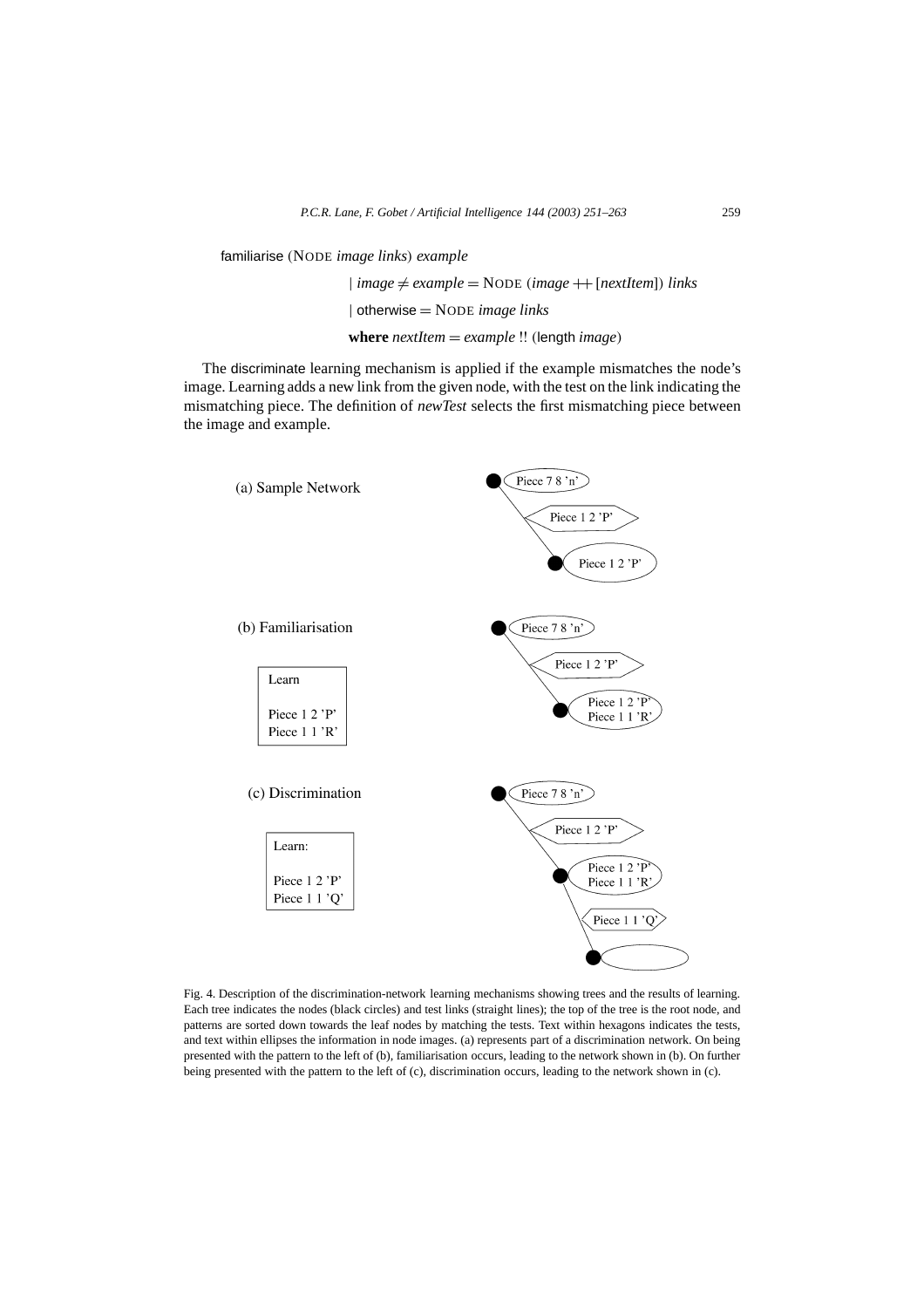```
familiarise (NODE image links) example
        | image ≠ example = NODE (image ++ [nextItem]) links
        | otherwise = NODE image links
        where nextItem = example !! (length image)
```

The discriminate learning mechanism is applied if the example mismatches the node's image. Learning adds a new link from the given node, with the test on the link indicating the mismatching piece. The definition of *newTest* selects the first mismatching piece between the image and example.

(a) Sample Network

(b) Familiarisation

Learn

Piece 1 2 'P'
Piece 1 1 'R'

(c) Discrimination

Learn:

Piece 1 2 'P'
Piece 1 1 'Q'

Fig. 4. Description of the discrimination-network learning mechanisms showing trees and the results of learning. Each tree indicates the nodes (black circles) and test links (straight lines); the top of the tree is the root node, and patterns are sorted down towards the leaf nodes by matching the tests. Text within hexagons indicates the tests, and text within ellipses the information in node images. (a) represents part of a discrimination network. On being presented with the pattern to the left of (b), familiarisation occurs, leading to the network shown in (b). On further being presented with the pattern to the left of (c), discrimination occurs, leading to the network shown in (c).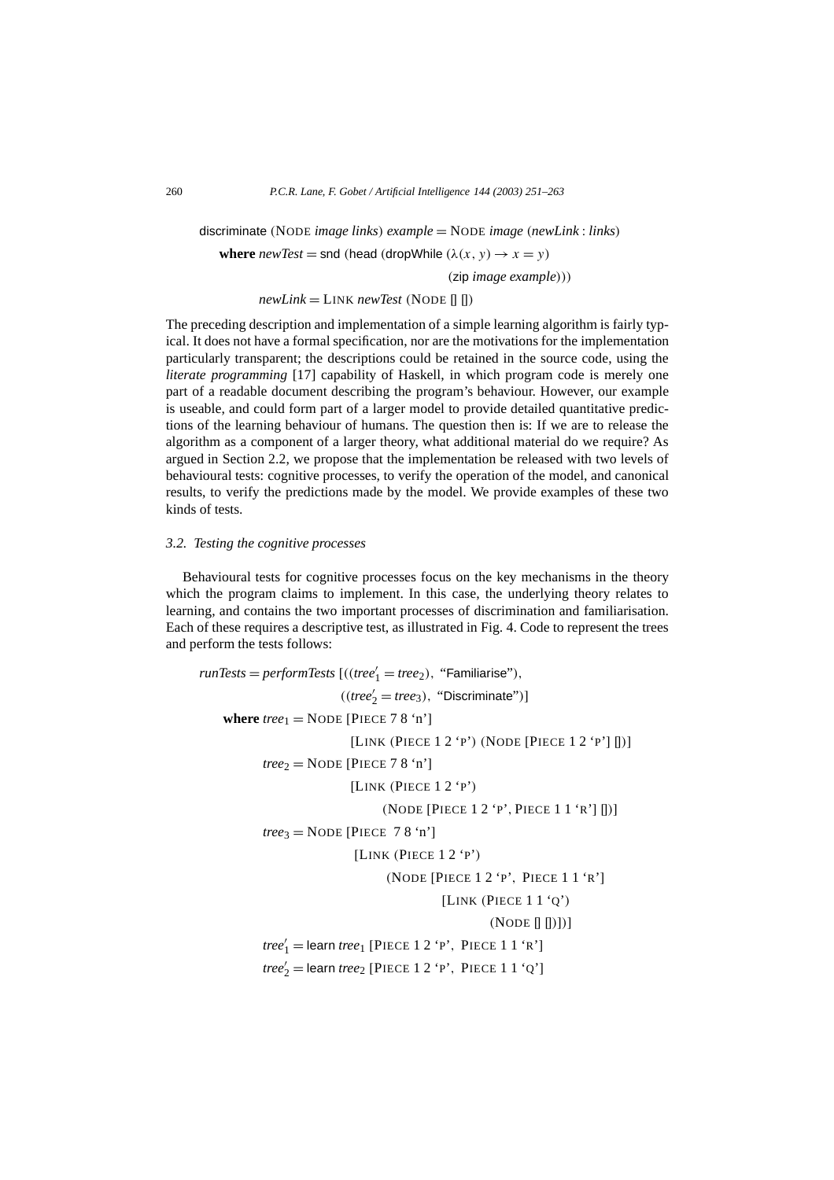```
discriminate (NODE image links) example = NODE image (newLink : links)
    where newTest = snd (head (dropWhile (λ(x, y) → x = y)
                                         (zip image example)))
          newLink = LINK newTest (NODE [] [])
```

The preceding description and implementation of a simple learning algorithm is fairly typical. It does not have a formal specification, nor are the motivations for the implementation particularly transparent; the descriptions could be retained in the source code, using the *literate programming* [17] capability of Haskell, in which program code is merely one part of a readable document describing the program's behaviour. However, our example is useable, and could form part of a larger model to provide detailed quantitative predictions of the learning behaviour of humans. The question then is: If we are to release the algorithm as a component of a larger theory, what additional material do we require? As argued in Section 2.2, we propose that the implementation be released with two levels of behavioural tests: cognitive processes, to verify the operation of the model, and canonical results, to verify the predictions made by the model. We provide examples of these two kinds of tests.

### *3.2. Testing the cognitive processes*

Behavioural tests for cognitive processes focus on the key mechanisms in the theory which the program claims to implement. In this case, the underlying theory relates to learning, and contains the two important processes of discrimination and familiarisation. Each of these requires a descriptive test, as illustrated in Fig. 4. Code to represent the trees and perform the tests follows:

```
runTests = performTests [((tree'1 = tree2), "Familiarise"),
                         ((tree'2 = tree3), "Discriminate")]
    where tree1 = NODE [PIECE 7 8 'n']
                       [LINK (PIECE 1 2 'P') (NODE [PIECE 1 2 'P'] [])]
          tree2 = NODE [PIECE 7 8 'n']
                       [LINK (PIECE 1 2 'P')
                             (NODE [PIECE 1 2 'P', PIECE 1 1 'R'] [])]
          tree3 = NODE [PIECE 7 8 'n']
                       [LINK (PIECE 1 2 'P')
                             (NODE [PIECE 1 2 'P', PIECE 1 1 'R']
                                   [LINK (PIECE 1 1 'Q')
                                         (NODE [] [])])]
          tree'1 = learn tree1 [PIECE 1 2 'P', PIECE 1 1 'R']
          tree'2 = learn tree2 [PIECE 1 2 'P', PIECE 1 1 'Q']
```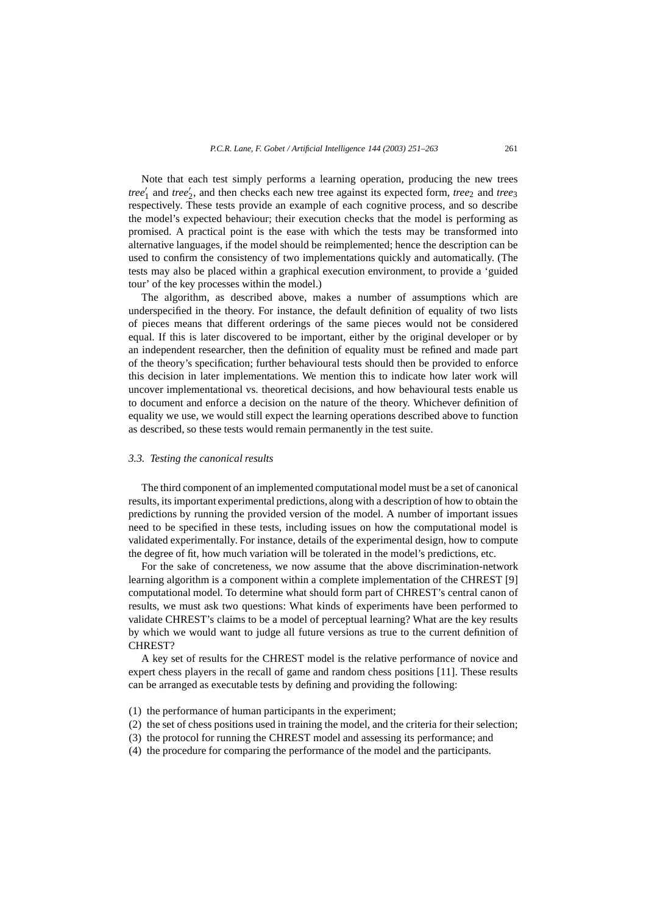Note that each test simply performs a learning operation, producing the new trees $tree'_1$ and $tree'_2$, and then checks each new tree against its expected form, $tree_2$ and $tree_3$ respectively. These tests provide an example of each cognitive process, and so describe the model's expected behaviour; their execution checks that the model is performing as promised. A practical point is the ease with which the tests may be transformed into alternative languages, if the model should be reimplemented; hence the description can be used to confirm the consistency of two implementations quickly and automatically. (The tests may also be placed within a graphical execution environment, to provide a 'guided tour' of the key processes within the model.)

The algorithm, as described above, makes a number of assumptions which are underspecified in the theory. For instance, the default definition of equality of two lists of pieces means that different orderings of the same pieces would not be considered equal. If this is later discovered to be important, either by the original developer or by an independent researcher, then the definition of equality must be refined and made part of the theory's specification; further behavioural tests should then be provided to enforce this decision in later implementations. We mention this to indicate how later work will uncover implementational vs. theoretical decisions, and how behavioural tests enable us to document and enforce a decision on the nature of the theory. Whichever definition of equality we use, we would still expect the learning operations described above to function as described, so these tests would remain permanently in the test suite.

### *3.3. Testing the canonical results*

The third component of an implemented computational model must be a set of canonical results, its important experimental predictions, along with a description of how to obtain the predictions by running the provided version of the model. A number of important issues need to be specified in these tests, including issues on how the computational model is validated experimentally. For instance, details of the experimental design, how to compute the degree of fit, how much variation will be tolerated in the model's predictions, etc.

For the sake of concreteness, we now assume that the above discrimination-network learning algorithm is a component within a complete implementation of the CHREST [9] computational model. To determine what should form part of CHREST's central canon of results, we must ask two questions: What kinds of experiments have been performed to validate CHREST's claims to be a model of perceptual learning? What are the key results by which we would want to judge all future versions as true to the current definition of CHREST?

A key set of results for the CHREST model is the relative performance of novice and expert chess players in the recall of game and random chess positions [11]. These results can be arranged as executable tests by defining and providing the following:

(1) the performance of human participants in the experiment;
(2) the set of chess positions used in training the model, and the criteria for their selection;
(3) the protocol for running the CHREST model and assessing its performance; and
(4) the procedure for comparing the performance of the model and the participants.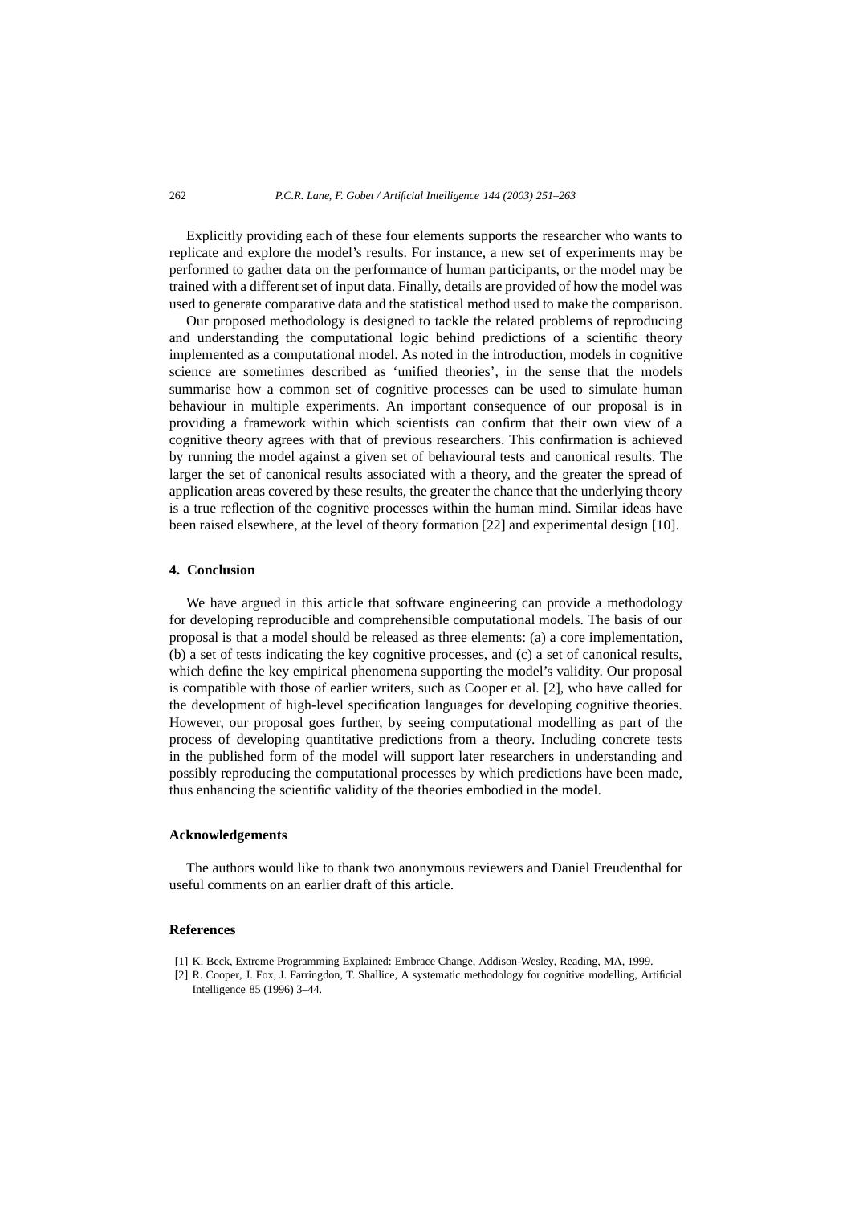Explicitly providing each of these four elements supports the researcher who wants to replicate and explore the model's results. For instance, a new set of experiments may be performed to gather data on the performance of human participants, or the model may be trained with a different set of input data. Finally, details are provided of how the model was used to generate comparative data and the statistical method used to make the comparison.

Our proposed methodology is designed to tackle the related problems of reproducing and understanding the computational logic behind predictions of a scientific theory implemented as a computational model. As noted in the introduction, models in cognitive science are sometimes described as 'unified theories', in the sense that the models summarise how a common set of cognitive processes can be used to simulate human behaviour in multiple experiments. An important consequence of our proposal is in providing a framework within which scientists can confirm that their own view of a cognitive theory agrees with that of previous researchers. This confirmation is achieved by running the model against a given set of behavioural tests and canonical results. The larger the set of canonical results associated with a theory, and the greater the spread of application areas covered by these results, the greater the chance that the underlying theory is a true reflection of the cognitive processes within the human mind. Similar ideas have been raised elsewhere, at the level of theory formation [22] and experimental design [10].

## 4. Conclusion

We have argued in this article that software engineering can provide a methodology for developing reproducible and comprehensible computational models. The basis of our proposal is that a model should be released as three elements: (a) a core implementation, (b) a set of tests indicating the key cognitive processes, and (c) a set of canonical results, which define the key empirical phenomena supporting the model's validity. Our proposal is compatible with those of earlier writers, such as Cooper et al. [2], who have called for the development of high-level specification languages for developing cognitive theories. However, our proposal goes further, by seeing computational modelling as part of the process of developing quantitative predictions from a theory. Including concrete tests in the published form of the model will support later researchers in understanding and possibly reproducing the computational processes by which predictions have been made, thus enhancing the scientific validity of the theories embodied in the model.

## Acknowledgements

The authors would like to thank two anonymous reviewers and Daniel Freudenthal for useful comments on an earlier draft of this article.

## References

[1] K. Beck, Extreme Programming Explained: Embrace Change, Addison-Wesley, Reading, MA, 1999.

[2] R. Cooper, J. Fox, J. Farringdon, T. Shallice, A systematic methodology for cognitive modelling, Artificial Intelligence 85 (1996) 3–44.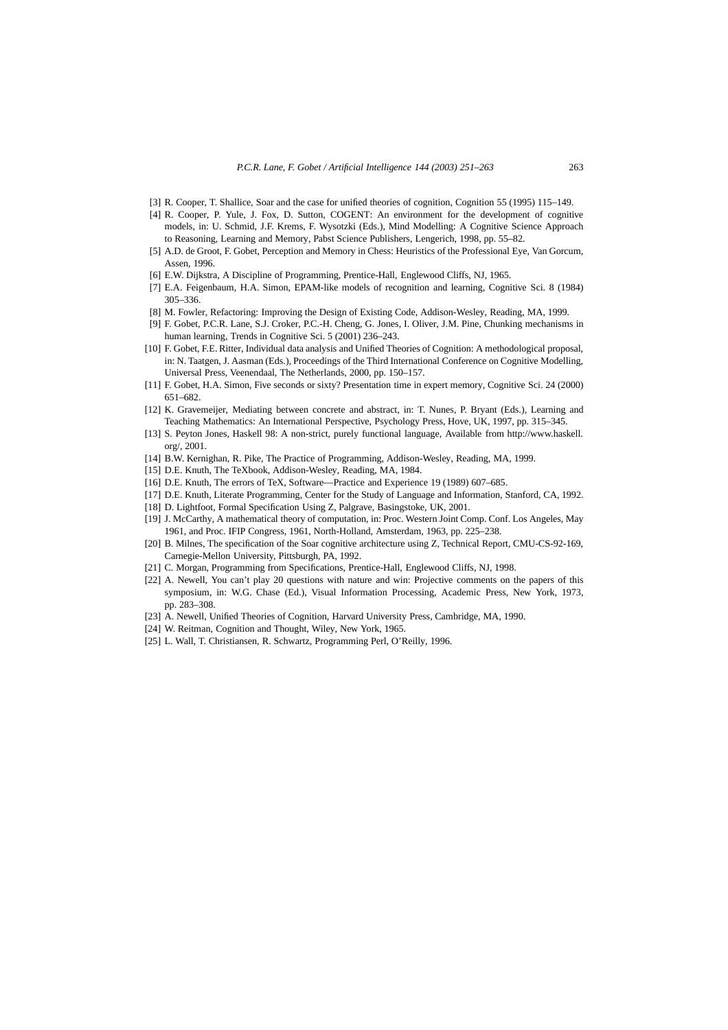[3] R. Cooper, T. Shallice, Soar and the case for unified theories of cognition, Cognition 55 (1995) 115–149.

[4] R. Cooper, P. Yule, J. Fox, D. Sutton, COGENT: An environment for the development of cognitive models, in: U. Schmid, J.F. Krems, F. Wysotzki (Eds.), Mind Modelling: A Cognitive Science Approach to Reasoning, Learning and Memory, Pabst Science Publishers, Lengerich, 1998, pp. 55–82.

[5] A.D. de Groot, F. Gobet, Perception and Memory in Chess: Heuristics of the Professional Eye, Van Gorcum, Assen, 1996.

[6] E.W. Dijkstra, A Discipline of Programming, Prentice-Hall, Englewood Cliffs, NJ, 1965.

[7] E.A. Feigenbaum, H.A. Simon, EPAM-like models of recognition and learning, Cognitive Sci. 8 (1984) 305–336.

[8] M. Fowler, Refactoring: Improving the Design of Existing Code, Addison-Wesley, Reading, MA, 1999.

[9] F. Gobet, P.C.R. Lane, S.J. Croker, P.C.-H. Cheng, G. Jones, I. Oliver, J.M. Pine, Chunking mechanisms in human learning, Trends in Cognitive Sci. 5 (2001) 236–243.

[10] F. Gobet, F.E. Ritter, Individual data analysis and Unified Theories of Cognition: A methodological proposal, in: N. Taatgen, J. Aasman (Eds.), Proceedings of the Third International Conference on Cognitive Modelling, Universal Press, Veenendaal, The Netherlands, 2000, pp. 150–157.

[11] F. Gobet, H.A. Simon, Five seconds or sixty? Presentation time in expert memory, Cognitive Sci. 24 (2000) 651–682.

[12] K. Gravemeijer, Mediating between concrete and abstract, in: T. Nunes, P. Bryant (Eds.), Learning and Teaching Mathematics: An International Perspective, Psychology Press, Hove, UK, 1997, pp. 315–345.

[13] S. Peyton Jones, Haskell 98: A non-strict, purely functional language, Available from http://www.haskell.org/, 2001.

[14] B.W. Kernighan, R. Pike, The Practice of Programming, Addison-Wesley, Reading, MA, 1999.

[15] D.E. Knuth, The TeXbook, Addison-Wesley, Reading, MA, 1984.

[16] D.E. Knuth, The errors of TeX, Software—Practice and Experience 19 (1989) 607–685.

[17] D.E. Knuth, Literate Programming, Center for the Study of Language and Information, Stanford, CA, 1992.

[18] D. Lightfoot, Formal Specification Using Z, Palgrave, Basingstoke, UK, 2001.

[19] J. McCarthy, A mathematical theory of computation, in: Proc. Western Joint Comp. Conf. Los Angeles, May 1961, and Proc. IFIP Congress, 1961, North-Holland, Amsterdam, 1963, pp. 225–238.

[20] B. Milnes, The specification of the Soar cognitive architecture using Z, Technical Report, CMU-CS-92-169, Carnegie-Mellon University, Pittsburgh, PA, 1992.

[21] C. Morgan, Programming from Specifications, Prentice-Hall, Englewood Cliffs, NJ, 1998.

[22] A. Newell, You can't play 20 questions with nature and win: Projective comments on the papers of this symposium, in: W.G. Chase (Ed.), Visual Information Processing, Academic Press, New York, 1973, pp. 283–308.

[23] A. Newell, Unified Theories of Cognition, Harvard University Press, Cambridge, MA, 1990.

[24] W. Reitman, Cognition and Thought, Wiley, New York, 1965.

[25] L. Wall, T. Christiansen, R. Schwartz, Programming Perl, O'Reilly, 1996.